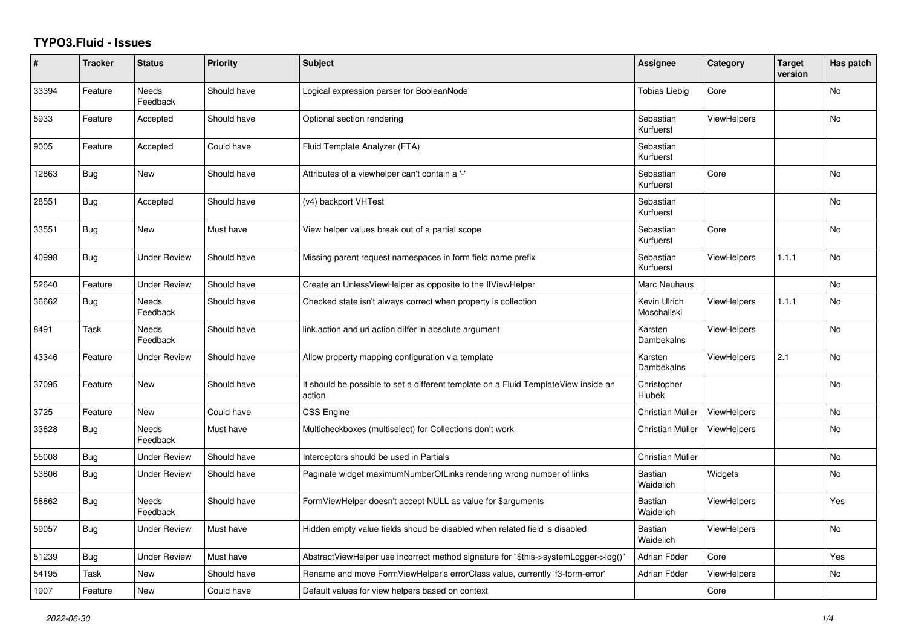# TYPO3.Fluid - Issues

| # | Tracker | Status | Priority | Subject | Assignee | Category | Target version | Has patch |
|---|---|---|---|---|---|---|---|---|
| 33394 | Feature | Needs Feedback | Should have | Logical expression parser for BooleanNode | Tobias Liebig | Core | | No |
| 5933 | Feature | Accepted | Should have | Optional section rendering | Sebastian Kurfuerst | ViewHelpers | | No |
| 9005 | Feature | Accepted | Could have | Fluid Template Analyzer (FTA) | Sebastian Kurfuerst | | | |
| 12863 | Bug | New | Should have | Attributes of a viewhelper can't contain a '-' | Sebastian Kurfuerst | Core | | No |
| 28551 | Bug | Accepted | Should have | (v4) backport VHTest | Sebastian Kurfuerst | | | No |
| 33551 | Bug | New | Must have | View helper values break out of a partial scope | Sebastian Kurfuerst | Core | | No |
| 40998 | Bug | Under Review | Should have | Missing parent request namespaces in form field name prefix | Sebastian Kurfuerst | ViewHelpers | 1.1.1 | No |
| 52640 | Feature | Under Review | Should have | Create an UnlessViewHelper as opposite to the IfViewHelper | Marc Neuhaus | | | No |
| 36662 | Bug | Needs Feedback | Should have | Checked state isn't always correct when property is collection | Kevin Ulrich Moschallski | ViewHelpers | 1.1.1 | No |
| 8491 | Task | Needs Feedback | Should have | link.action and uri.action differ in absolute argument | Karsten Dambekalns | ViewHelpers | | No |
| 43346 | Feature | Under Review | Should have | Allow property mapping configuration via template | Karsten Dambekalns | ViewHelpers | 2.1 | No |
| 37095 | Feature | New | Should have | It should be possible to set a different template on a Fluid TemplateView inside an action | Christopher Hlubek | | | No |
| 3725 | Feature | New | Could have | CSS Engine | Christian Müller | ViewHelpers | | No |
| 33628 | Bug | Needs Feedback | Must have | Multicheckboxes (multiselect) for Collections don't work | Christian Müller | ViewHelpers | | No |
| 55008 | Bug | Under Review | Should have | Interceptors should be used in Partials | Christian Müller | | | No |
| 53806 | Bug | Under Review | Should have | Paginate widget maximumNumberOfLinks rendering wrong number of links | Bastian Waidelich | Widgets | | No |
| 58862 | Bug | Needs Feedback | Should have | FormViewHelper doesn't accept NULL as value for $arguments | Bastian Waidelich | ViewHelpers | | Yes |
| 59057 | Bug | Under Review | Must have | Hidden empty value fields shoud be disabled when related field is disabled | Bastian Waidelich | ViewHelpers | | No |
| 51239 | Bug | Under Review | Must have | AbstractViewHelper use incorrect method signature for "$this->systemLogger->log()" | Adrian Föder | Core | | Yes |
| 54195 | Task | New | Should have | Rename and move FormViewHelper's errorClass value, currently 'f3-form-error' | Adrian Föder | ViewHelpers | | No |
| 1907 | Feature | New | Could have | Default values for view helpers based on context | | Core | | |

*2022-06-30*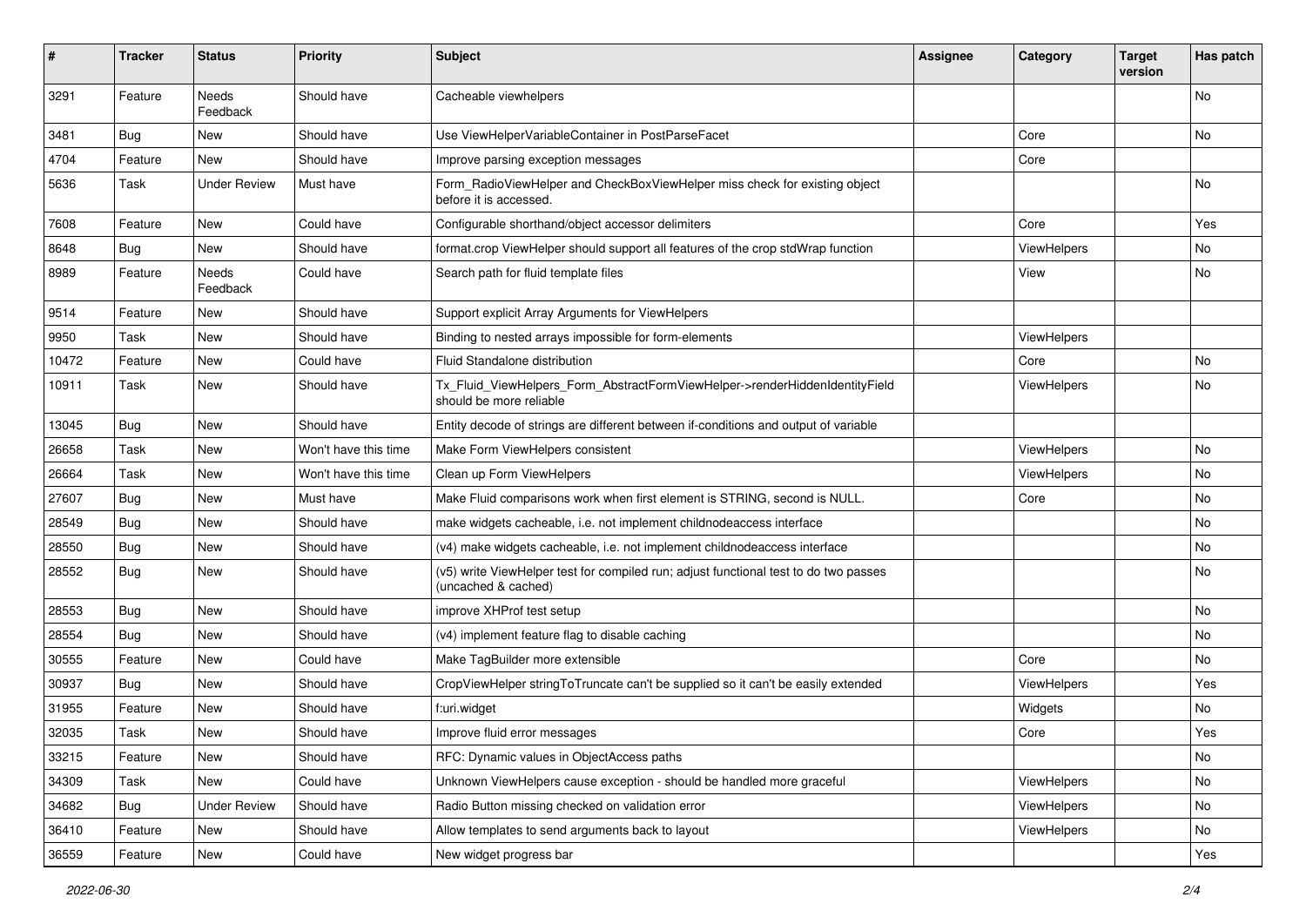| # | Tracker | Status | Priority | Subject | Assignee | Category | Target version | Has patch |
|---|---|---|---|---|---|---|---|---|
| 3291 | Feature | Needs Feedback | Should have | Cacheable viewhelpers | | | | No |
| 3481 | Bug | New | Should have | Use ViewHelperVariableContainer in PostParseFacet | | Core | | No |
| 4704 | Feature | New | Should have | Improve parsing exception messages | | Core | | |
| 5636 | Task | Under Review | Must have | Form_RadioViewHelper and CheckBoxViewHelper miss check for existing object before it is accessed. | | | | No |
| 7608 | Feature | New | Could have | Configurable shorthand/object accessor delimiters | | Core | | Yes |
| 8648 | Bug | New | Should have | format.crop ViewHelper should support all features of the crop stdWrap function | | ViewHelpers | | No |
| 8989 | Feature | Needs Feedback | Could have | Search path for fluid template files | | View | | No |
| 9514 | Feature | New | Should have | Support explicit Array Arguments for ViewHelpers | | | | |
| 9950 | Task | New | Should have | Binding to nested arrays impossible for form-elements | | ViewHelpers | | |
| 10472 | Feature | New | Could have | Fluid Standalone distribution | | Core | | No |
| 10911 | Task | New | Should have | Tx_Fluid_ViewHelpers_Form_AbstractFormViewHelper->renderHiddenIdentityField should be more reliable | | ViewHelpers | | No |
| 13045 | Bug | New | Should have | Entity decode of strings are different between if-conditions and output of variable | | | | |
| 26658 | Task | New | Won't have this time | Make Form ViewHelpers consistent | | ViewHelpers | | No |
| 26664 | Task | New | Won't have this time | Clean up Form ViewHelpers | | ViewHelpers | | No |
| 27607 | Bug | New | Must have | Make Fluid comparisons work when first element is STRING, second is NULL. | | Core | | No |
| 28549 | Bug | New | Should have | make widgets cacheable, i.e. not implement childnodeaccess interface | | | | No |
| 28550 | Bug | New | Should have | (v4) make widgets cacheable, i.e. not implement childnodeaccess interface | | | | No |
| 28552 | Bug | New | Should have | (v5) write ViewHelper test for compiled run; adjust functional test to do two passes (uncached & cached) | | | | No |
| 28553 | Bug | New | Should have | improve XHProf test setup | | | | No |
| 28554 | Bug | New | Should have | (v4) implement feature flag to disable caching | | | | No |
| 30555 | Feature | New | Could have | Make TagBuilder more extensible | | Core | | No |
| 30937 | Bug | New | Should have | CropViewHelper stringToTruncate can't be supplied so it can't be easily extended | | ViewHelpers | | Yes |
| 31955 | Feature | New | Should have | f:uri.widget | | Widgets | | No |
| 32035 | Task | New | Should have | Improve fluid error messages | | Core | | Yes |
| 33215 | Feature | New | Should have | RFC: Dynamic values in ObjectAccess paths | | | | No |
| 34309 | Task | New | Could have | Unknown ViewHelpers cause exception - should be handled more graceful | | ViewHelpers | | No |
| 34682 | Bug | Under Review | Should have | Radio Button missing checked on validation error | | ViewHelpers | | No |
| 36410 | Feature | New | Should have | Allow templates to send arguments back to layout | | ViewHelpers | | No |
| 36559 | Feature | New | Could have | New widget progress bar | | | | Yes |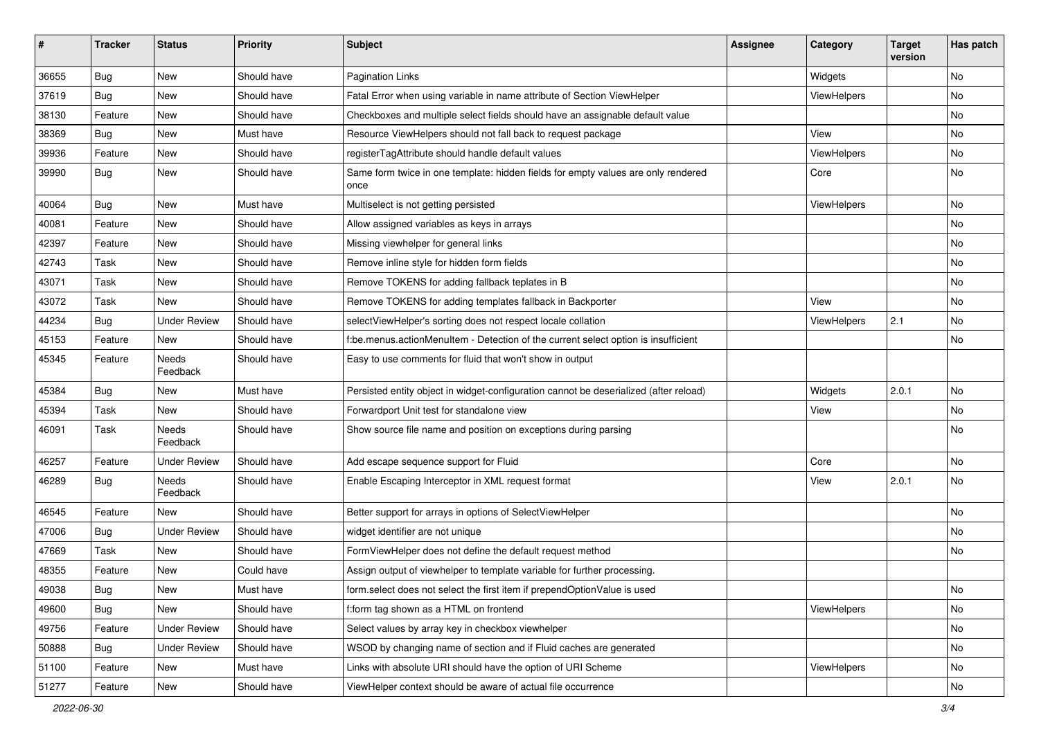| # | Tracker | Status | Priority | Subject | Assignee | Category | Target version | Has patch |
|---|---|---|---|---|---|---|---|---|
| 36655 | Bug | New | Should have | Pagination Links | | Widgets | | No |
| 37619 | Bug | New | Should have | Fatal Error when using variable in name attribute of Section ViewHelper | | ViewHelpers | | No |
| 38130 | Feature | New | Should have | Checkboxes and multiple select fields should have an assignable default value | | | | No |
| 38369 | Bug | New | Must have | Resource ViewHelpers should not fall back to request package | | View | | No |
| 39936 | Feature | New | Should have | registerTagAttribute should handle default values | | ViewHelpers | | No |
| 39990 | Bug | New | Should have | Same form twice in one template: hidden fields for empty values are only rendered once | | Core | | No |
| 40064 | Bug | New | Must have | Multiselect is not getting persisted | | ViewHelpers | | No |
| 40081 | Feature | New | Should have | Allow assigned variables as keys in arrays | | | | No |
| 42397 | Feature | New | Should have | Missing viewhelper for general links | | | | No |
| 42743 | Task | New | Should have | Remove inline style for hidden form fields | | | | No |
| 43071 | Task | New | Should have | Remove TOKENS for adding fallback teplates in B | | | | No |
| 43072 | Task | New | Should have | Remove TOKENS for adding templates fallback in Backporter | | View | | No |
| 44234 | Bug | Under Review | Should have | selectViewHelper's sorting does not respect locale collation | | ViewHelpers | 2.1 | No |
| 45153 | Feature | New | Should have | f:be.menus.actionMenuItem - Detection of the current select option is insufficient | | | | No |
| 45345 | Feature | Needs Feedback | Should have | Easy to use comments for fluid that won't show in output | | | | |
| 45384 | Bug | New | Must have | Persisted entity object in widget-configuration cannot be deserialized (after reload) | | Widgets | 2.0.1 | No |
| 45394 | Task | New | Should have | Forwardport Unit test for standalone view | | View | | No |
| 46091 | Task | Needs Feedback | Should have | Show source file name and position on exceptions during parsing | | | | No |
| 46257 | Feature | Under Review | Should have | Add escape sequence support for Fluid | | Core | | No |
| 46289 | Bug | Needs Feedback | Should have | Enable Escaping Interceptor in XML request format | | View | 2.0.1 | No |
| 46545 | Feature | New | Should have | Better support for arrays in options of SelectViewHelper | | | | No |
| 47006 | Bug | Under Review | Should have | widget identifier are not unique | | | | No |
| 47669 | Task | New | Should have | FormViewHelper does not define the default request method | | | | No |
| 48355 | Feature | New | Could have | Assign output of viewhelper to template variable for further processing. | | | | |
| 49038 | Bug | New | Must have | form.select does not select the first item if prependOptionValue is used | | | | No |
| 49600 | Bug | New | Should have | f:form tag shown as a HTML on frontend | | ViewHelpers | | No |
| 49756 | Feature | Under Review | Should have | Select values by array key in checkbox viewhelper | | | | No |
| 50888 | Bug | Under Review | Should have | WSOD by changing name of section and if Fluid caches are generated | | | | No |
| 51100 | Feature | New | Must have | Links with absolute URI should have the option of URI Scheme | | ViewHelpers | | No |
| 51277 | Feature | New | Should have | ViewHelper context should be aware of actual file occurrence | | | | No |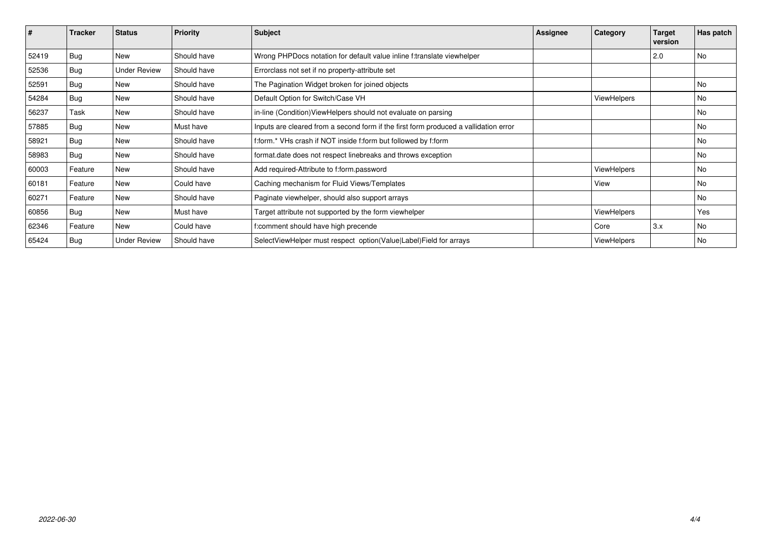| # | Tracker | Status | Priority | Subject | Assignee | Category | Target version | Has patch |
|---|---|---|---|---|---|---|---|---|
| 52419 | Bug | New | Should have | Wrong PHPDocs notation for default value inline f:translate viewhelper | | | 2.0 | No |
| 52536 | Bug | Under Review | Should have | Errorclass not set if no property-attribute set | | | | |
| 52591 | Bug | New | Should have | The Pagination Widget broken for joined objects | | | | No |
| 54284 | Bug | New | Should have | Default Option for Switch/Case VH | | ViewHelpers | | No |
| 56237 | Task | New | Should have | in-line (Condition)ViewHelpers should not evaluate on parsing | | | | No |
| 57885 | Bug | New | Must have | Inputs are cleared from a second form if the first form produced a vallidation error | | | | No |
| 58921 | Bug | New | Should have | f:form.* VHs crash if NOT inside f:form but followed by f:form | | | | No |
| 58983 | Bug | New | Should have | format.date does not respect linebreaks and throws exception | | | | No |
| 60003 | Feature | New | Should have | Add required-Attribute to f:form.password | | ViewHelpers | | No |
| 60181 | Feature | New | Could have | Caching mechanism for Fluid Views/Templates | | View | | No |
| 60271 | Feature | New | Should have | Paginate viewhelper, should also support arrays | | | | No |
| 60856 | Bug | New | Must have | Target attribute not supported by the form viewhelper | | ViewHelpers | | Yes |
| 62346 | Feature | New | Could have | f:comment should have high precende | | Core | 3.x | No |
| 65424 | Bug | Under Review | Should have | SelectViewHelper must respect option(Value\|Label)Field for arrays | | ViewHelpers | | No |

2022-06-30